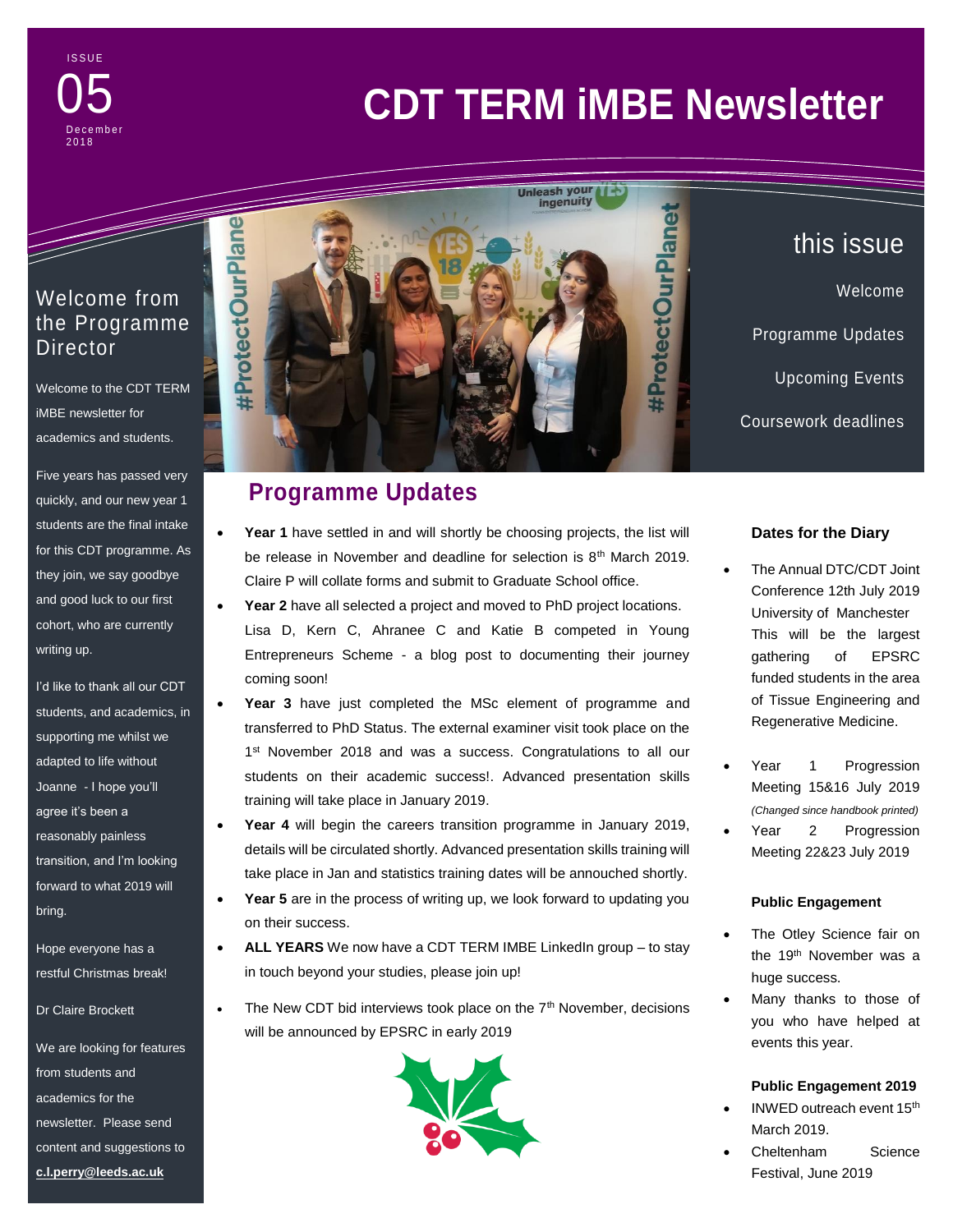ISSUE 05 December 2018

# CDT TERM iMBE Newsletter

## this issue

Welcome

Programme Updates

Upcoming Events

Coursework deadlines

## Welcome from the Programme Director

Welcome to the CDT TERM iMBE newsletter for academics and students.

Five years has passed very quickly, and our new year 1 students are the final intake for this CDT programme. As they join, we say goodbye and good luck to our first cohort, who are currently writing up.

I'd like to thank all our CDT students, and academics, in supporting me whilst we adapted to life without Joanne - I hope you'll agree it's been a reasonably painless transition, and I'm looking forward to what 2019 will bring.

Hope everyone has a restful Christmas break!

Dr Claire Brockett

We are looking for features from students and academics for the newsletter. Please send content and suggestions to **c.l.perry@leeds.ac.uk**

## Programme Updates

- **Year 1** have settled in and will shortly be choosing projects, the list will be release in November and deadline for selection is 8th March 2019. Claire P will collate forms and submit to Graduate School office.
- **Year 2** have all selected a project and moved to PhD project locations. Lisa D, Kern C, Ahranee C and Katie B competed in Young Entrepreneurs Scheme - a blog post to documenting their journey coming soon!
- **Year 3** have just completed the MSc element of programme and transferred to PhD Status. The external examiner visit took place on the 1st November 2018 and was a success. Congratulations to all our students on their academic success!. Advanced presentation skills training will take place in January 2019.
- **Year 4** will begin the careers transition programme in January 2019, details will be circulated shortly. Advanced presentation skills training will take place in Jan and statistics training dates will be annouched shortly.
- **Year 5** are in the process of writing up, we look forward to updating you on their success.
- **ALL YEARS** We now have a CDT TERM IMBE LinkedIn group – to stay in touch beyond your studies, please join up!
- The New CDT bid interviews took place on the 7th November, decisions will be announced by EPSRC in early 2019

### Dates for the Diary

- The Annual DTC/CDT Joint Conference 12th July 2019 University of Manchester This will be the largest gathering of EPSRC funded students in the area of Tissue Engineering and Regenerative Medicine.
- Year 1 Progression Meeting 15&16 July 2019 *(Changed since handbook printed)*
- Year 2 Progression Meeting 22&23 July 2019

### Public Engagement

- The Otley Science fair on the 19th November was a huge success.
- Many thanks to those of you who have helped at events this year.

### Public Engagement 2019

- INWED outreach event 15th March 2019.
- Cheltenham Science Festival, June 2019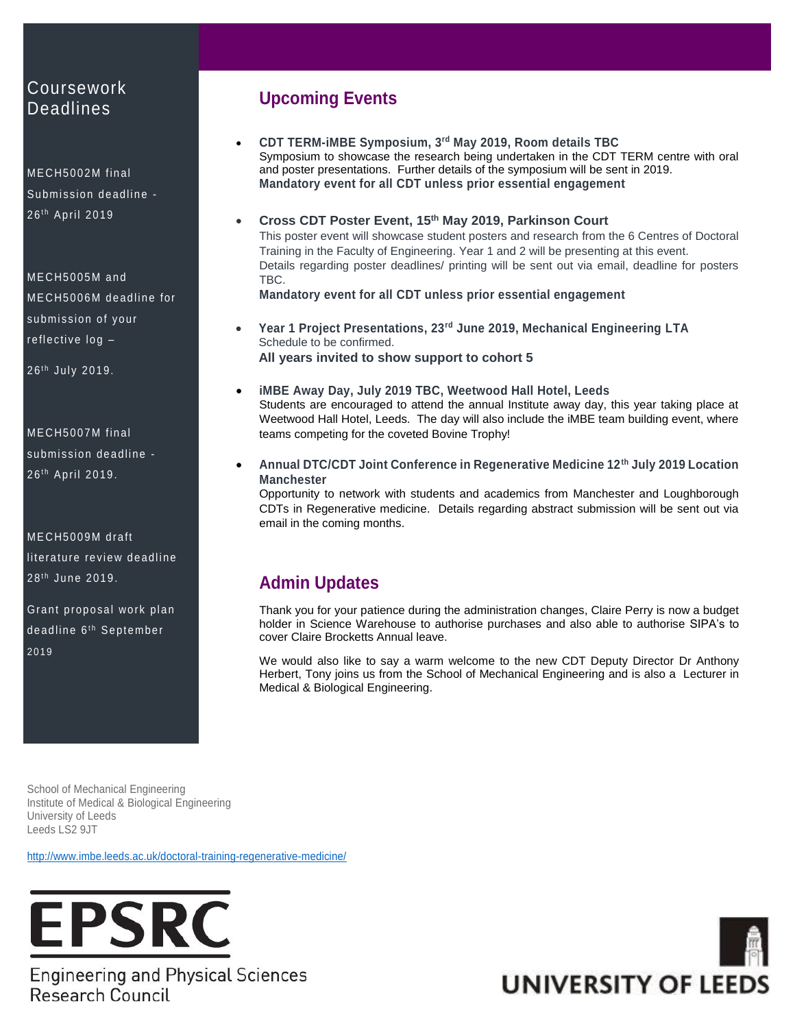## Coursework Deadlines

MECH5002M final Submission deadline - 26th April 2019

MECH5005M and MECH5006M deadline for submission of your reflective log –

26th July 2019.

MECH5007M final submission deadline - 26th April 2019.

MECH5009M draft literature review deadline 28th June 2019.

Grant proposal work plan deadline 6th September 2019

## Upcoming Events

- **CDT TERM-iMBE Symposium, 3rd May 2019, Room details TBC**
  Symposium to showcase the research being undertaken in the CDT TERM centre with oral and poster presentations. Further details of the symposium will be sent in 2019.
  **Mandatory event for all CDT unless prior essential engagement**

- **Cross CDT Poster Event, 15th May 2019, Parkinson Court**
  This poster event will showcase student posters and research from the 6 Centres of Doctoral Training in the Faculty of Engineering. Year 1 and 2 will be presenting at this event.
  Details regarding poster deadlines/ printing will be sent out via email, deadline for posters TBC.
  **Mandatory event for all CDT unless prior essential engagement**

- **Year 1 Project Presentations, 23rd June 2019, Mechanical Engineering LTA**
  Schedule to be confirmed.
  **All years invited to show support to cohort 5**

- **iMBE Away Day, July 2019 TBC, Weetwood Hall Hotel, Leeds**
  Students are encouraged to attend the annual Institute away day, this year taking place at Weetwood Hall Hotel, Leeds. The day will also include the iMBE team building event, where teams competing for the coveted Bovine Trophy!

- **Annual DTC/CDT Joint Conference in Regenerative Medicine 12th July 2019 Location Manchester**
  Opportunity to network with students and academics from Manchester and Loughborough CDTs in Regenerative medicine. Details regarding abstract submission will be sent out via email in the coming months.

## Admin Updates

Thank you for your patience during the administration changes, Claire Perry is now a budget holder in Science Warehouse to authorise purchases and also able to authorise SIPA's to cover Claire Brocketts Annual leave.

We would also like to say a warm welcome to the new CDT Deputy Director Dr Anthony Herbert, Tony joins us from the School of Mechanical Engineering and is also a Lecturer in Medical & Biological Engineering.

School of Mechanical Engineering
Institute of Medical & Biological Engineering
University of Leeds
Leeds LS2 9JT

http://www.imbe.leeds.ac.uk/doctoral-training-regenerative-medicine/

EPSRC
Engineering and Physical Sciences Research Council

UNIVERSITY OF LEEDS